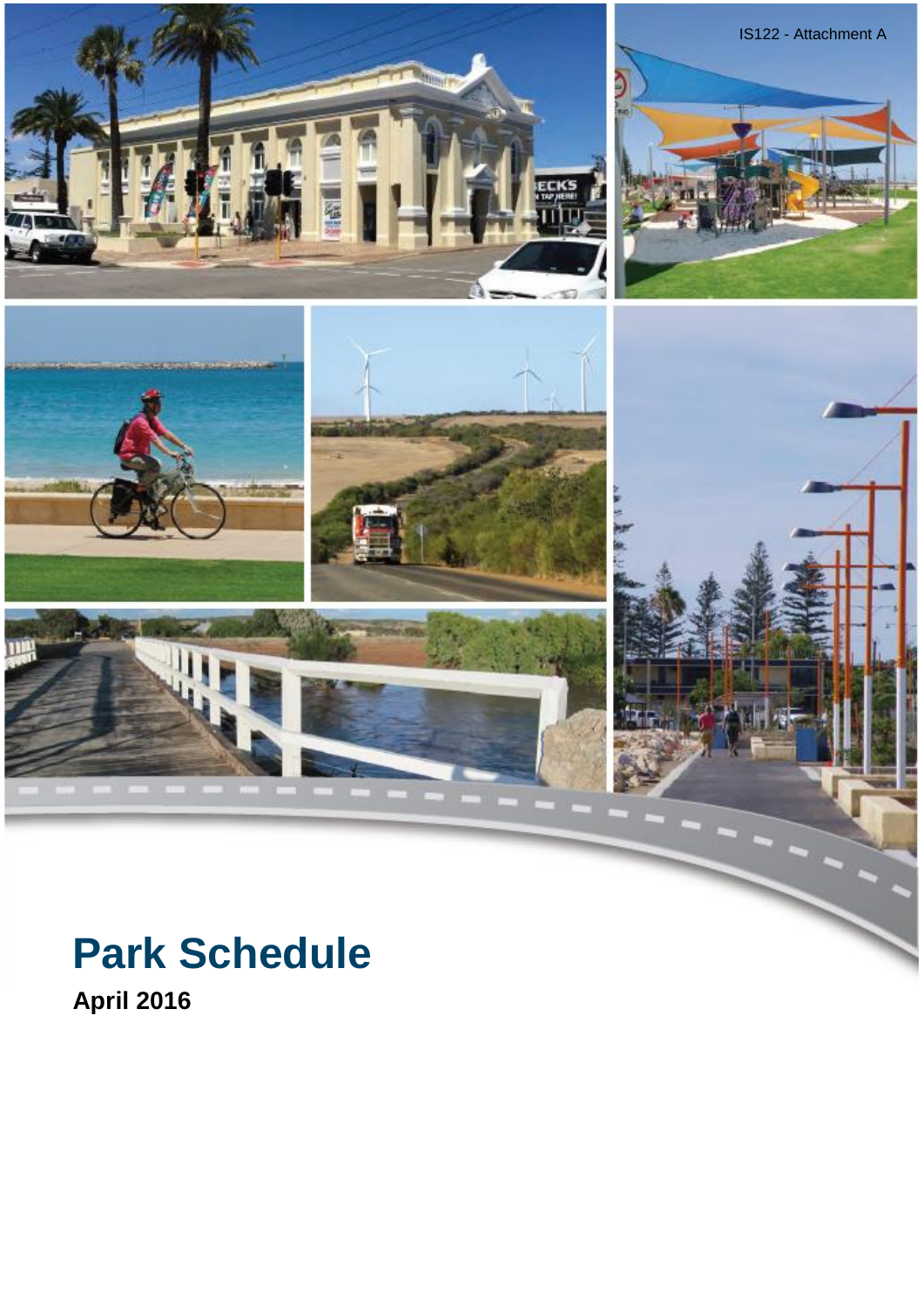IS122 - Attachment A

# Park Schedule

**April 2016**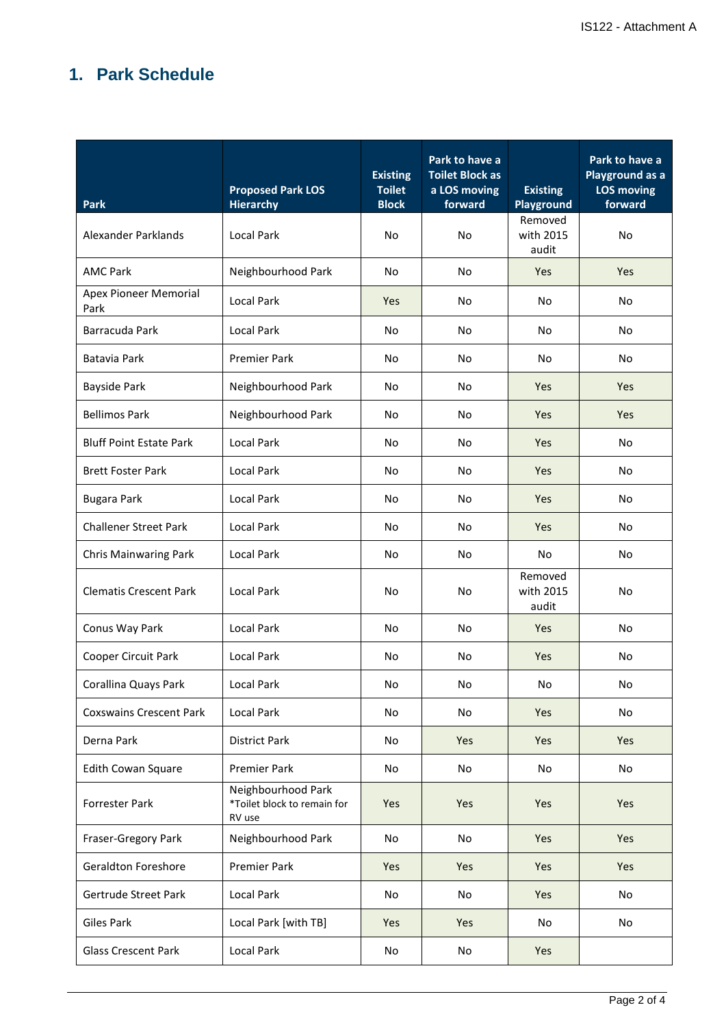# 1. Park Schedule

| Park | Proposed Park LOS Hierarchy | Existing Toilet Block | Park to have a Toilet Block as a LOS moving forward | Existing Playground | Park to have a Playground as a LOS moving forward |
|---|---|---|---|---|---|
| Alexander Parklands | Local Park | No | No | Removed with 2015 audit | No |
| AMC Park | Neighbourhood Park | No | No | Yes | Yes |
| Apex Pioneer Memorial Park | Local Park | Yes | No | No | No |
| Barracuda Park | Local Park | No | No | No | No |
| Batavia Park | Premier Park | No | No | No | No |
| Bayside Park | Neighbourhood Park | No | No | Yes | Yes |
| Bellimos Park | Neighbourhood Park | No | No | Yes | Yes |
| Bluff Point Estate Park | Local Park | No | No | Yes | No |
| Brett Foster Park | Local Park | No | No | Yes | No |
| Bugara Park | Local Park | No | No | Yes | No |
| Challener Street Park | Local Park | No | No | Yes | No |
| Chris Mainwaring Park | Local Park | No | No | No | No |
| Clematis Crescent Park | Local Park | No | No | Removed with 2015 audit | No |
| Conus Way Park | Local Park | No | No | Yes | No |
| Cooper Circuit Park | Local Park | No | No | Yes | No |
| Corallina Quays Park | Local Park | No | No | No | No |
| Coxswains Crescent Park | Local Park | No | No | Yes | No |
| Derna Park | District Park | No | Yes | Yes | Yes |
| Edith Cowan Square | Premier Park | No | No | No | No |
| Forrester Park | Neighbourhood Park *Toilet block to remain for RV use | Yes | Yes | Yes | Yes |
| Fraser-Gregory Park | Neighbourhood Park | No | No | Yes | Yes |
| Geraldton Foreshore | Premier Park | Yes | Yes | Yes | Yes |
| Gertrude Street Park | Local Park | No | No | Yes | No |
| Giles Park | Local Park [with TB] | Yes | Yes | No | No |
| Glass Crescent Park | Local Park | No | No | Yes | |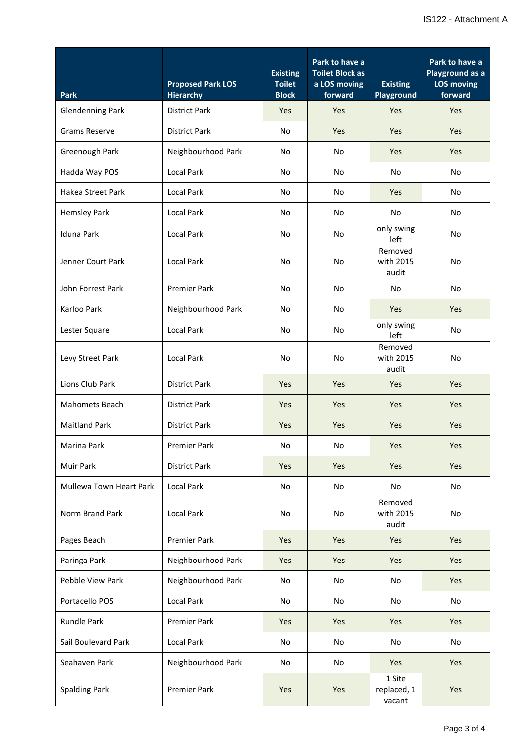| Park | Proposed Park LOS Hierarchy | Existing Toilet Block | Park to have a Toilet Block as a LOS moving forward | Existing Playground | Park to have a Playground as a LOS moving forward |
|---|---|---|---|---|---|
| Glendenning Park | District Park | Yes | Yes | Yes | Yes |
| Grams Reserve | District Park | No | Yes | Yes | Yes |
| Greenough Park | Neighbourhood Park | No | No | Yes | Yes |
| Hadda Way POS | Local Park | No | No | No | No |
| Hakea Street Park | Local Park | No | No | Yes | No |
| Hemsley Park | Local Park | No | No | No | No |
| Iduna Park | Local Park | No | No | only swing left | No |
| Jenner Court Park | Local Park | No | No | Removed with 2015 audit | No |
| John Forrest Park | Premier Park | No | No | No | No |
| Karloo Park | Neighbourhood Park | No | No | Yes | Yes |
| Lester Square | Local Park | No | No | only swing left | No |
| Levy Street Park | Local Park | No | No | Removed with 2015 audit | No |
| Lions Club Park | District Park | Yes | Yes | Yes | Yes |
| Mahomets Beach | District Park | Yes | Yes | Yes | Yes |
| Maitland Park | District Park | Yes | Yes | Yes | Yes |
| Marina Park | Premier Park | No | No | Yes | Yes |
| Muir Park | District Park | Yes | Yes | Yes | Yes |
| Mullewa Town Heart Park | Local Park | No | No | No | No |
| Norm Brand Park | Local Park | No | No | Removed with 2015 audit | No |
| Pages Beach | Premier Park | Yes | Yes | Yes | Yes |
| Paringa Park | Neighbourhood Park | Yes | Yes | Yes | Yes |
| Pebble View Park | Neighbourhood Park | No | No | No | Yes |
| Portacello POS | Local Park | No | No | No | No |
| Rundle Park | Premier Park | Yes | Yes | Yes | Yes |
| Sail Boulevard Park | Local Park | No | No | No | No |
| Seahaven Park | Neighbourhood Park | No | No | Yes | Yes |
| Spalding Park | Premier Park | Yes | Yes | 1 Site replaced, 1 vacant | Yes |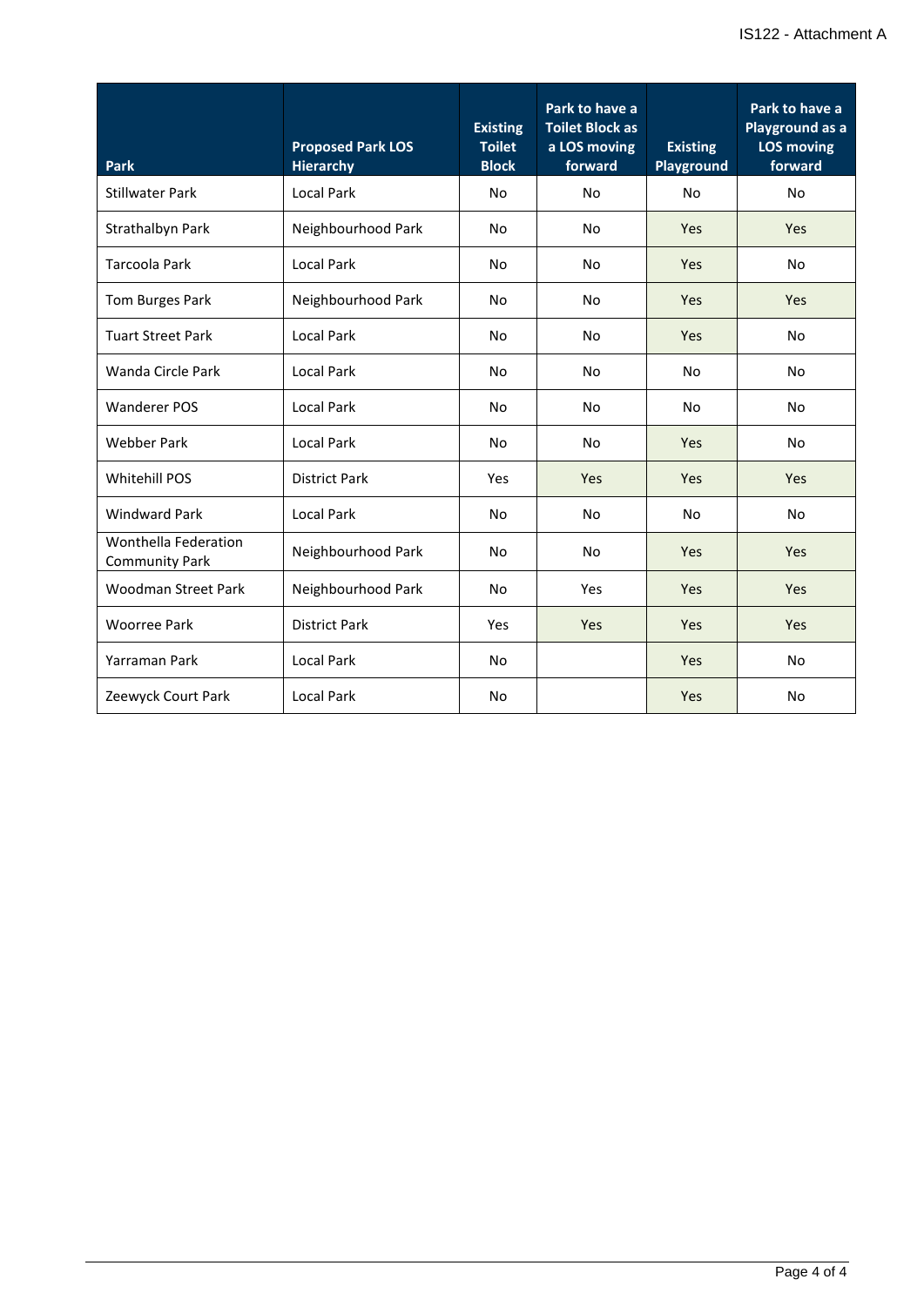| Park | Proposed Park LOS Hierarchy | Existing Toilet Block | Park to have a Toilet Block as a LOS moving forward | Existing Playground | Park to have a Playground as a LOS moving forward |
|---|---|---|---|---|---|
| Stillwater Park | Local Park | No | No | No | No |
| Strathalbyn Park | Neighbourhood Park | No | No | Yes | Yes |
| Tarcoola Park | Local Park | No | No | Yes | No |
| Tom Burges Park | Neighbourhood Park | No | No | Yes | Yes |
| Tuart Street Park | Local Park | No | No | Yes | No |
| Wanda Circle Park | Local Park | No | No | No | No |
| Wanderer POS | Local Park | No | No | No | No |
| Webber Park | Local Park | No | No | Yes | No |
| Whitehill POS | District Park | Yes | Yes | Yes | Yes |
| Windward Park | Local Park | No | No | No | No |
| Wonthella Federation Community Park | Neighbourhood Park | No | No | Yes | Yes |
| Woodman Street Park | Neighbourhood Park | No | Yes | Yes | Yes |
| Woorree Park | District Park | Yes | Yes | Yes | Yes |
| Yarraman Park | Local Park | No | | Yes | No |
| Zeewyck Court Park | Local Park | No | | Yes | No |